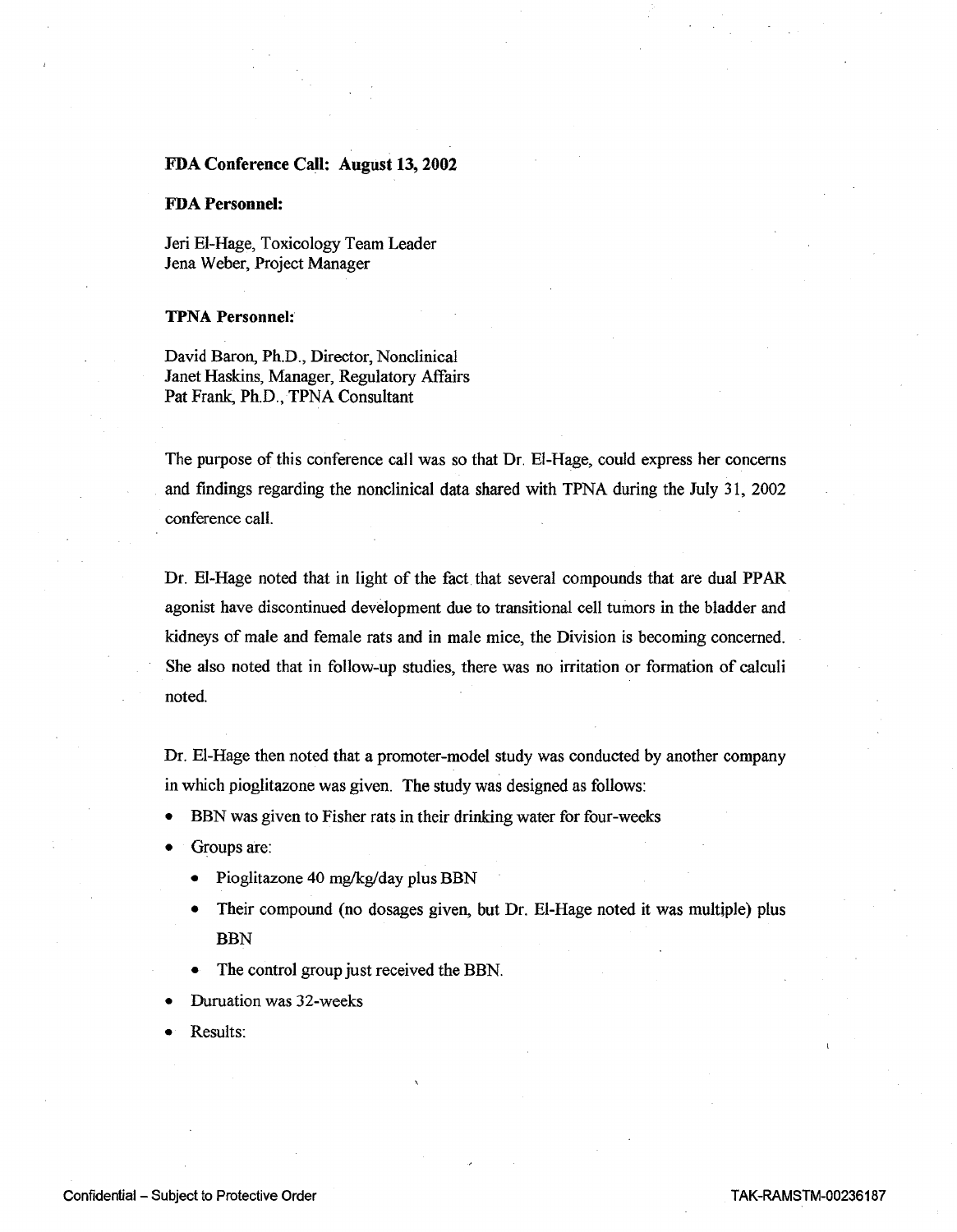**FDA Conference Call: August 13, 2002**

**FDA Personnel:**

Jeri El-Hage, Toxicology Team Leader
Jena Weber, Project Manager

**TPNA Personnel:**

David Baron, Ph.D., Director, Nonclinical
Janet Haskins, Manager, Regulatory Affairs
Pat Frank, Ph.D., TPNA Consultant

The purpose of this conference call was so that Dr. El-Hage, could express her concerns and findings regarding the nonclinical data shared with TPNA during the July 31, 2002 conference call.

Dr. El-Hage noted that in light of the fact that several compounds that are dual PPAR agonist have discontinued development due to transitional cell tumors in the bladder and kidneys of male and female rats and in male mice, the Division is becoming concerned. She also noted that in follow-up studies, there was no irritation or formation of calculi noted.

Dr. El-Hage then noted that a promoter-model study was conducted by another company in which pioglitazone was given. The study was designed as follows:

- BBN was given to Fisher rats in their drinking water for four-weeks
- Groups are:
    - Pioglitazone 40 mg/kg/day plus BBN
    - Their compound (no dosages given, but Dr. El-Hage noted it was multiple) plus BBN
    - The control group just received the BBN.
- Duruation was 32-weeks
- Results: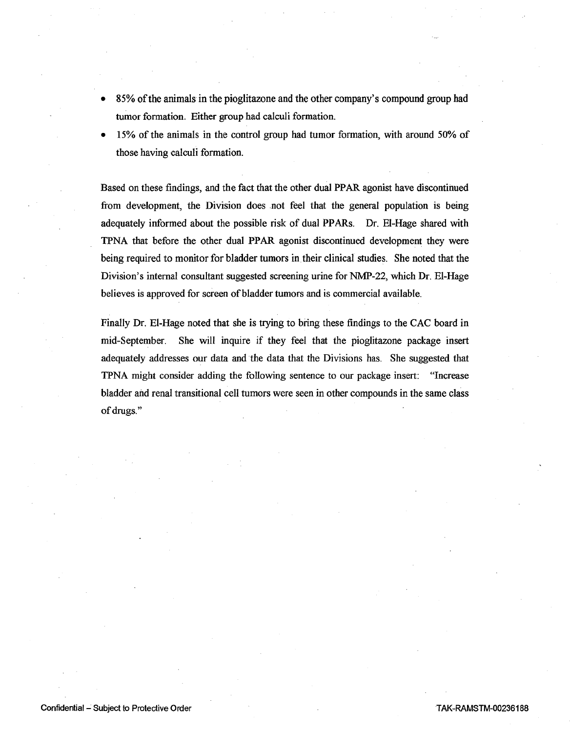- 85% of the animals in the pioglitazone and the other company's compound group had tumor formation. Either group had calculi formation.
- 15% of the animals in the control group had tumor formation, with around 50% of those having calculi formation.

Based on these findings, and the fact that the other dual PPAR agonist have discontinued from development, the Division does not feel that the general population is being adequately informed about the possible risk of dual PPARs. Dr. El-Hage shared with TPNA that before the other dual PPAR agonist discontinued development they were being required to monitor for bladder tumors in their clinical studies. She noted that the Division's internal consultant suggested screening urine for NMP-22, which Dr. El-Hage believes is approved for screen of bladder tumors and is commercial available.

Finally Dr. El-Hage noted that she is trying to bring these findings to the CAC board in mid-September. She will inquire if they feel that the pioglitazone package insert adequately addresses our data and the data that the Divisions has. She suggested that TPNA might consider adding the following sentence to our package insert: "Increase bladder and renal transitional cell tumors were seen in other compounds in the same class of drugs."

Confidential – Subject to Protective Order TAK-RAMSTM-00236188